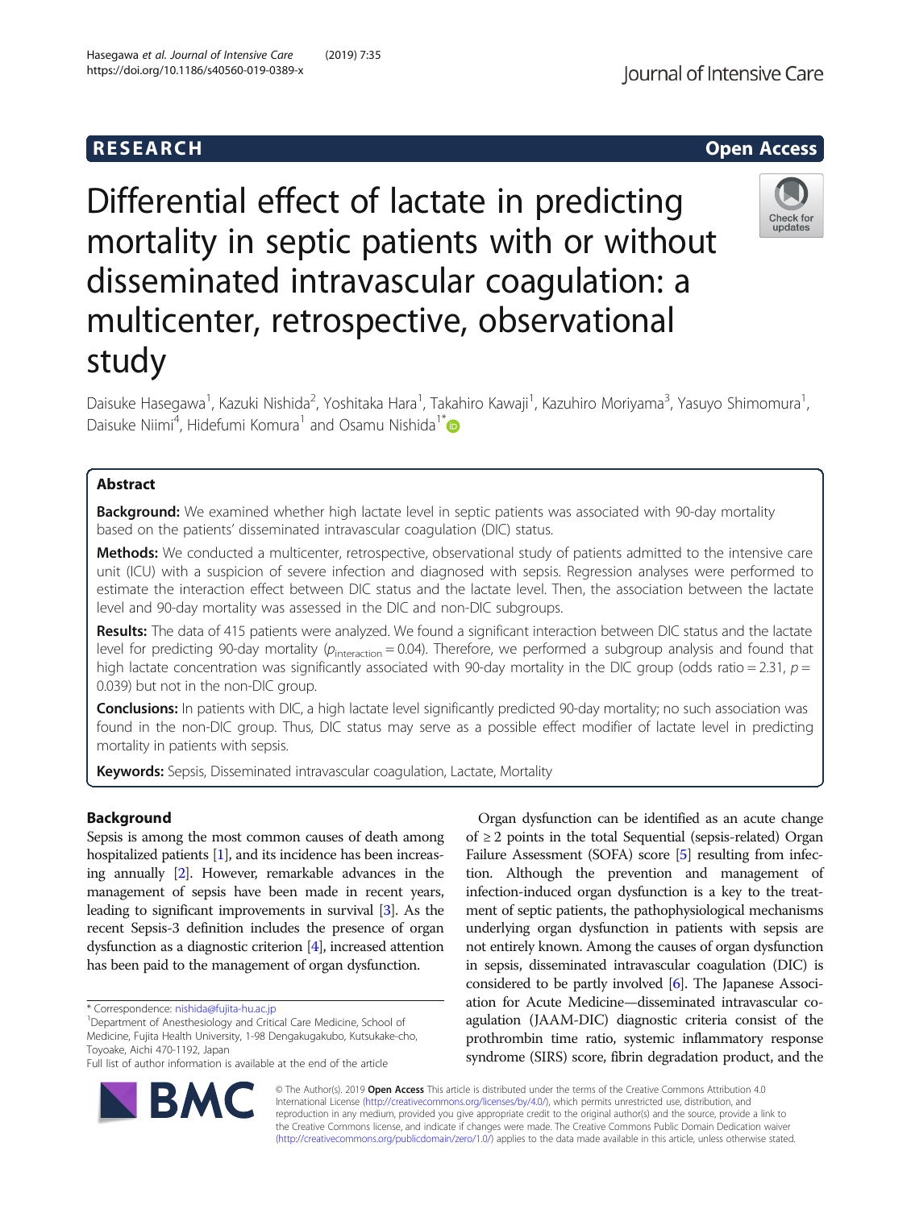RESEARCH

Open Access

# Differential effect of lactate in predicting mortality in septic patients with or without disseminated intravascular coagulation: a multicenter, retrospective, observational study

Daisuke Hasegawa[1], Kazuki Nishida[2], Yoshitaka Hara[1], Takahiro Kawaji[1], Kazuhiro Moriyama[3], Yasuyo Shimomura[1], Daisuke Niimi[4], Hidefumi Komura[1] and Osamu Nishida[1*]

## Abstract

**Background:** We examined whether high lactate level in septic patients was associated with 90-day mortality based on the patients' disseminated intravascular coagulation (DIC) status.

**Methods:** We conducted a multicenter, retrospective, observational study of patients admitted to the intensive care unit (ICU) with a suspicion of severe infection and diagnosed with sepsis. Regression analyses were performed to estimate the interaction effect between DIC status and the lactate level. Then, the association between the lactate level and 90-day mortality was assessed in the DIC and non-DIC subgroups.

**Results:** The data of 415 patients were analyzed. We found a significant interaction between DIC status and the lactate level for predicting 90-day mortality ($p_{interaction} = 0.04$). Therefore, we performed a subgroup analysis and found that high lactate concentration was significantly associated with 90-day mortality in the DIC group (odds ratio = 2.31, $p = 0.039$) but not in the non-DIC group.

**Conclusions:** In patients with DIC, a high lactate level significantly predicted 90-day mortality; no such association was found in the non-DIC group. Thus, DIC status may serve as a possible effect modifier of lactate level in predicting mortality in patients with sepsis.

**Keywords:** Sepsis, Disseminated intravascular coagulation, Lactate, Mortality

## Background

Sepsis is among the most common causes of death among hospitalized patients [1], and its incidence has been increasing annually [2]. However, remarkable advances in the management of sepsis have been made in recent years, leading to significant improvements in survival [3]. As the recent Sepsis-3 definition includes the presence of organ dysfunction as a diagnostic criterion [4], increased attention has been paid to the management of organ dysfunction.

Organ dysfunction can be identified as an acute change of ≥ 2 points in the total Sequential (sepsis-related) Organ Failure Assessment (SOFA) score [5] resulting from infection. Although the prevention and management of infection-induced organ dysfunction is a key to the treatment of septic patients, the pathophysiological mechanisms underlying organ dysfunction in patients with sepsis are not entirely known. Among the causes of organ dysfunction in sepsis, disseminated intravascular coagulation (DIC) is considered to be partly involved [6]. The Japanese Association for Acute Medicine—disseminated intravascular coagulation (JAAM-DIC) diagnostic criteria consist of the prothrombin time ratio, systemic inflammatory response syndrome (SIRS) score, fibrin degradation product, and the

\* Correspondence: nishida@fujita-hu.ac.jp
[1]Department of Anesthesiology and Critical Care Medicine, School of Medicine, Fujita Health University, 1-98 Dengakugakubo, Kutsukake-cho, Toyoake, Aichi 470-1192, Japan
Full list of author information is available at the end of the article

© The Author(s). 2019 **Open Access** This article is distributed under the terms of the Creative Commons Attribution 4.0 International License (http://creativecommons.org/licenses/by/4.0/), which permits unrestricted use, distribution, and reproduction in any medium, provided you give appropriate credit to the original author(s) and the source, provide a link to the Creative Commons license, and indicate if changes were made. The Creative Commons Public Domain Dedication waiver (http://creativecommons.org/publicdomain/zero/1.0/) applies to the data made available in this article, unless otherwise stated.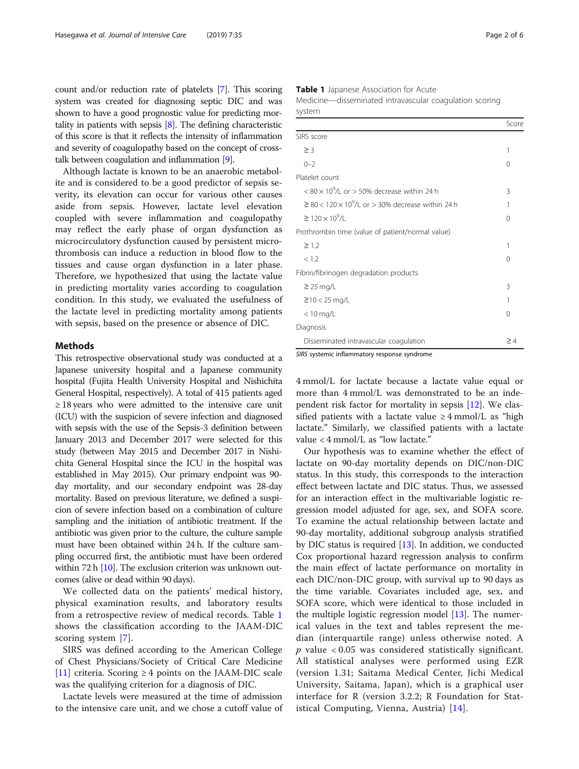count and/or reduction rate of platelets [7]. This scoring system was created for diagnosing septic DIC and was shown to have a good prognostic value for predicting mortality in patients with sepsis [8]. The defining characteristic of this score is that it reflects the intensity of inflammation and severity of coagulopathy based on the concept of cross-talk between coagulation and inflammation [9].

Although lactate is known to be an anaerobic metabolite and is considered to be a good predictor of sepsis severity, its elevation can occur for various other causes aside from sepsis. However, lactate level elevation coupled with severe inflammation and coagulopathy may reflect the early phase of organ dysfunction as microcirculatory dysfunction caused by persistent microthrombosis can induce a reduction in blood flow to the tissues and cause organ dysfunction in a later phase. Therefore, we hypothesized that using the lactate value in predicting mortality varies according to coagulation condition. In this study, we evaluated the usefulness of the lactate level in predicting mortality among patients with sepsis, based on the presence or absence of DIC.

## Methods

This retrospective observational study was conducted at a Japanese university hospital and a Japanese community hospital (Fujita Health University Hospital and Nishichita General Hospital, respectively). A total of 415 patients aged ≥ 18 years who were admitted to the intensive care unit (ICU) with the suspicion of severe infection and diagnosed with sepsis with the use of the Sepsis-3 definition between January 2013 and December 2017 were selected for this study (between May 2015 and December 2017 in Nishichita General Hospital since the ICU in the hospital was established in May 2015). Our primary endpoint was 90-day mortality, and our secondary endpoint was 28-day mortality. Based on previous literature, we defined a suspicion of severe infection based on a combination of culture sampling and the initiation of antibiotic treatment. If the antibiotic was given prior to the culture, the culture sample must have been obtained within 24 h. If the culture sampling occurred first, the antibiotic must have been ordered within 72 h [10]. The exclusion criterion was unknown outcomes (alive or dead within 90 days).

We collected data on the patients' medical history, physical examination results, and laboratory results from a retrospective review of medical records. Table 1 shows the classification according to the JAAM-DIC scoring system [7].

SIRS was defined according to the American College of Chest Physicians/Society of Critical Care Medicine [11] criteria. Scoring ≥ 4 points on the JAAM-DIC scale was the qualifying criterion for a diagnosis of DIC.

Lactate levels were measured at the time of admission to the intensive care unit, and we chose a cutoff value of 4 mmol/L for lactate because a lactate value equal or more than 4 mmol/L was demonstrated to be an independent risk factor for mortality in sepsis [12]. We classified patients with a lactate value ≥ 4 mmol/L as "high lactate." Similarly, we classified patients with a lactate value < 4 mmol/L as "low lactate."

**Table 1** Japanese Association for Acute Medicine—disseminated intravascular coagulation scoring system

| | Score |
|---|---|
| SIRS score | |
| ≥ 3 | 1 |
| 0–2 | 0 |
| Platelet count | |
| $< 80 \times 10^9$/L or > 50% decrease within 24 h | 3 |
| $\geq 80 < 120 \times 10^9$/L or > 30% decrease within 24 h | 1 |
| $\geq 120 \times 10^9$/L | 0 |
| Prothrombin time (value of patient/normal value) | |
| ≥ 1.2 | 1 |
| < 1.2 | 0 |
| Fibrin/fibrinogen degradation products | |
| ≥ 25 mg/L | 3 |
| ≥10 < 25 mg/L | 1 |
| < 10 mg/L | 0 |
| Diagnosis | |
| Disseminated intravascular coagulation | ≥ 4 |

*SIRS* systemic inflammatory response syndrome

Our hypothesis was to examine whether the effect of lactate on 90-day mortality depends on DIC/non-DIC status. In this study, this corresponds to the interaction effect between lactate and DIC status. Thus, we assessed for an interaction effect in the multivariable logistic regression model adjusted for age, sex, and SOFA score. To examine the actual relationship between lactate and 90-day mortality, additional subgroup analysis stratified by DIC status is required [13]. In addition, we conducted Cox proportional hazard regression analysis to confirm the main effect of lactate performance on mortality in each DIC/non-DIC group, with survival up to 90 days as the time variable. Covariates included age, sex, and SOFA score, which were identical to those included in the multiple logistic regression model [13]. The numerical values in the text and tables represent the median (interquartile range) unless otherwise noted. A $p$ value < 0.05 was considered statistically significant. All statistical analyses were performed using EZR (version 1.31; Saitama Medical Center, Jichi Medical University, Saitama, Japan), which is a graphical user interface for R (version 3.2.2; R Foundation for Statistical Computing, Vienna, Austria) [14].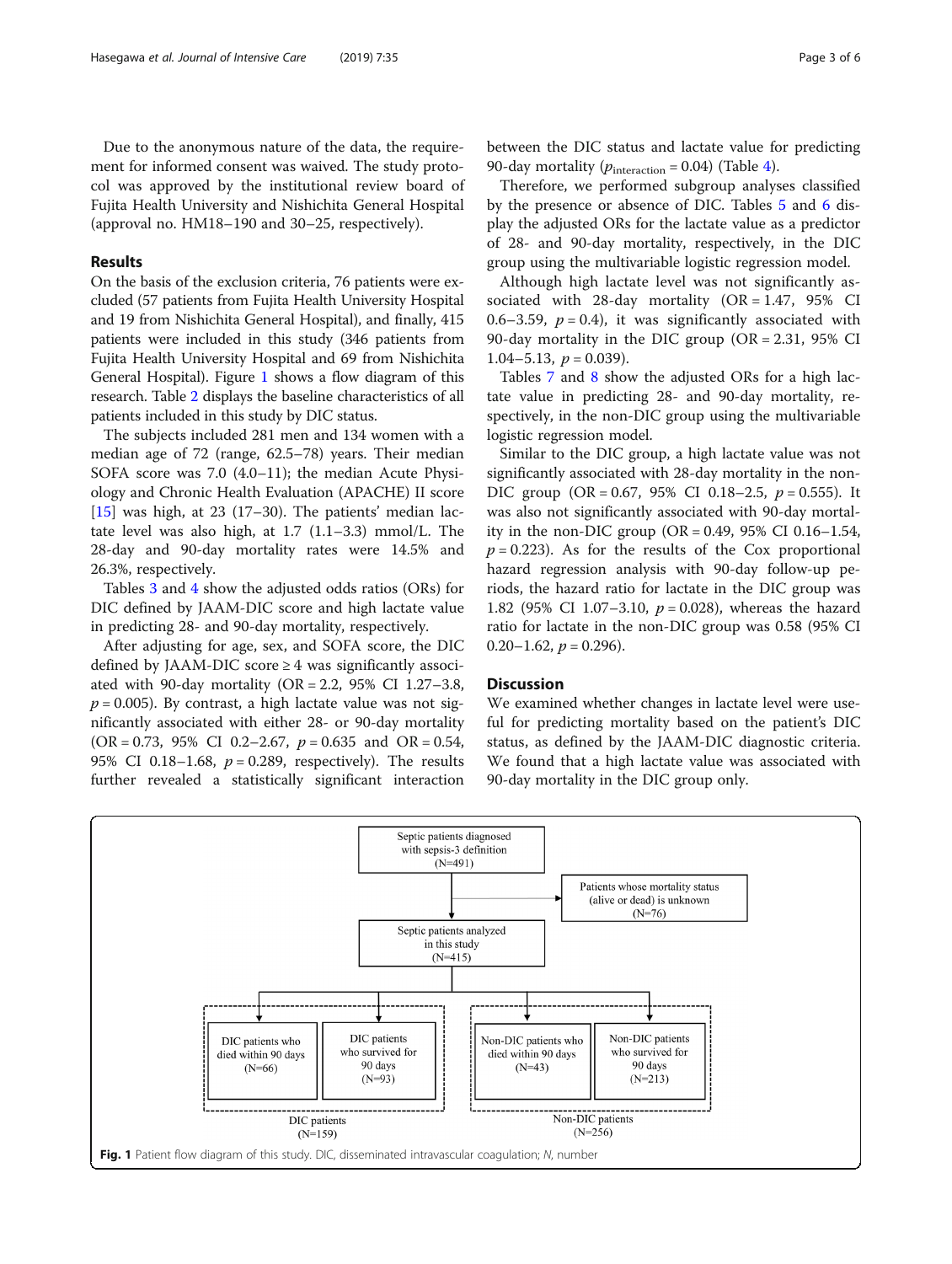Due to the anonymous nature of the data, the requirement for informed consent was waived. The study protocol was approved by the institutional review board of Fujita Health University and Nishichita General Hospital (approval no. HM18–190 and 30–25, respectively).

## Results

On the basis of the exclusion criteria, 76 patients were excluded (57 patients from Fujita Health University Hospital and 19 from Nishichita General Hospital), and finally, 415 patients were included in this study (346 patients from Fujita Health University Hospital and 69 from Nishichita General Hospital). Figure 1 shows a flow diagram of this research. Table 2 displays the baseline characteristics of all patients included in this study by DIC status.

The subjects included 281 men and 134 women with a median age of 72 (range, 62.5–78) years. Their median SOFA score was 7.0 (4.0–11); the median Acute Physiology and Chronic Health Evaluation (APACHE) II score [15] was high, at 23 (17–30). The patients' median lactate level was also high, at 1.7 (1.1–3.3) mmol/L. The 28-day and 90-day mortality rates were 14.5% and 26.3%, respectively.

Tables 3 and 4 show the adjusted odds ratios (ORs) for DIC defined by JAAM-DIC score and high lactate value in predicting 28- and 90-day mortality, respectively.

After adjusting for age, sex, and SOFA score, the DIC defined by JAAM-DIC score ≥ 4 was significantly associated with 90-day mortality (OR = 2.2, 95% CI 1.27–3.8, $p = 0.005$). By contrast, a high lactate value was not significantly associated with either 28- or 90-day mortality (OR = 0.73, 95% CI 0.2–2.67, $p = 0.635$ and OR = 0.54, 95% CI 0.18–1.68, $p = 0.289$, respectively). The results further revealed a statistically significant interaction between the DIC status and lactate value for predicting 90-day mortality ($p_{\text{interaction}} = 0.04$) (Table 4).

Therefore, we performed subgroup analyses classified by the presence or absence of DIC. Tables 5 and 6 display the adjusted ORs for the lactate value as a predictor of 28- and 90-day mortality, respectively, in the DIC group using the multivariable logistic regression model.

Although high lactate level was not significantly associated with 28-day mortality (OR = 1.47, 95% CI 0.6–3.59, $p = 0.4$), it was significantly associated with 90-day mortality in the DIC group (OR = 2.31, 95% CI 1.04–5.13, $p = 0.039$).

Tables 7 and 8 show the adjusted ORs for a high lactate value in predicting 28- and 90-day mortality, respectively, in the non-DIC group using the multivariable logistic regression model.

Similar to the DIC group, a high lactate value was not significantly associated with 28-day mortality in the non-DIC group (OR = 0.67, 95% CI 0.18–2.5, $p = 0.555$). It was also not significantly associated with 90-day mortality in the non-DIC group (OR = 0.49, 95% CI 0.16–1.54, $p = 0.223$). As for the results of the Cox proportional hazard regression analysis with 90-day follow-up periods, the hazard ratio for lactate in the DIC group was 1.82 (95% CI 1.07–3.10, $p = 0.028$), whereas the hazard ratio for lactate in the non-DIC group was 0.58 (95% CI 0.20–1.62, $p = 0.296$).

## Discussion

We examined whether changes in lactate level were useful for predicting mortality based on the patient's DIC status, as defined by the JAAM-DIC diagnostic criteria. We found that a high lactate value was associated with 90-day mortality in the DIC group only.

Septic patients diagnosed with sepsis-3 definition (N=491)
→ Patients whose mortality status (alive or dead) is unknown (N=76)
→ Septic patients analyzed in this study (N=415)

DIC patients (N=159): DIC patients who died within 90 days (N=66); DIC patients who survived for 90 days (N=93)

Non-DIC patients (N=256): Non-DIC patients who died within 90 days (N=43); Non-DIC patients who survived for 90 days (N=213)

**Fig. 1** Patient flow diagram of this study. DIC, disseminated intravascular coagulation; *N*, number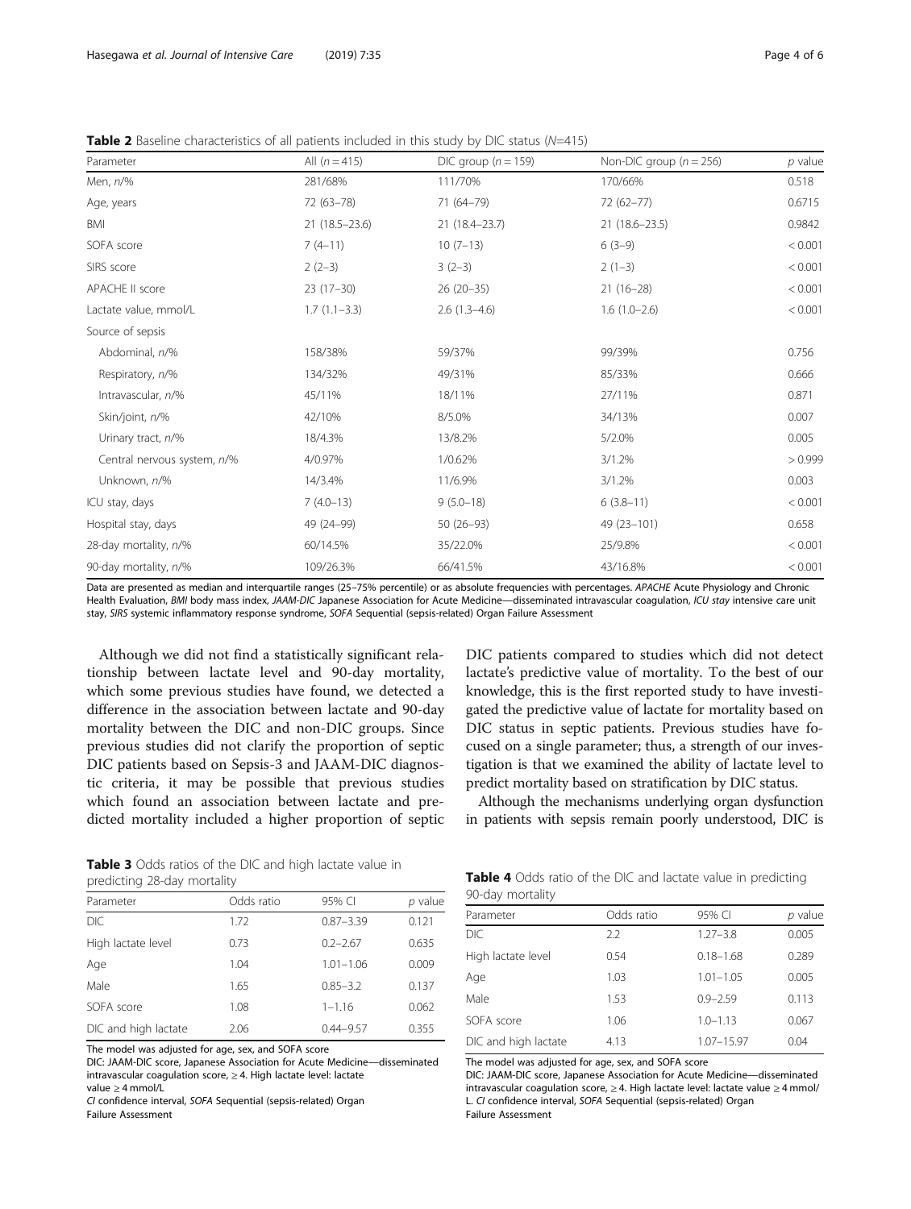**Table 2** Baseline characteristics of all patients included in this study by DIC status (N=415)

| Parameter | All (n = 415) | DIC group (n = 159) | Non-DIC group (n = 256) | p value |
|---|---|---|---|---|
| Men, n/% | 281/68% | 111/70% | 170/66% | 0.518 |
| Age, years | 72 (63–78) | 71 (64–79) | 72 (62–77) | 0.6715 |
| BMI | 21 (18.5–23.6) | 21 (18.4–23.7) | 21 (18.6–23.5) | 0.9842 |
| SOFA score | 7 (4–11) | 10 (7–13) | 6 (3–9) | < 0.001 |
| SIRS score | 2 (2–3) | 3 (2–3) | 2 (1–3) | < 0.001 |
| APACHE II score | 23 (17–30) | 26 (20–35) | 21 (16–28) | < 0.001 |
| Lactate value, mmol/L | 1.7 (1.1–3.3) | 2.6 (1.3–4.6) | 1.6 (1.0–2.6) | < 0.001 |
| Source of sepsis | | | | |
| Abdominal, n/% | 158/38% | 59/37% | 99/39% | 0.756 |
| Respiratory, n/% | 134/32% | 49/31% | 85/33% | 0.666 |
| Intravascular, n/% | 45/11% | 18/11% | 27/11% | 0.871 |
| Skin/joint, n/% | 42/10% | 8/5.0% | 34/13% | 0.007 |
| Urinary tract, n/% | 18/4.3% | 13/8.2% | 5/2.0% | 0.005 |
| Central nervous system, n/% | 4/0.97% | 1/0.62% | 3/1.2% | > 0.999 |
| Unknown, n/% | 14/3.4% | 11/6.9% | 3/1.2% | 0.003 |
| ICU stay, days | 7 (4.0–13) | 9 (5.0–18) | 6 (3.8–11) | < 0.001 |
| Hospital stay, days | 49 (24–99) | 50 (26–93) | 49 (23–101) | 0.658 |
| 28-day mortality, n/% | 60/14.5% | 35/22.0% | 25/9.8% | < 0.001 |
| 90-day mortality, n/% | 109/26.3% | 66/41.5% | 43/16.8% | < 0.001 |

Data are presented as median and interquartile ranges (25–75% percentile) or as absolute frequencies with percentages. *APACHE* Acute Physiology and Chronic Health Evaluation, *BMI* body mass index, *JAAM-DIC* Japanese Association for Acute Medicine—disseminated intravascular coagulation, *ICU stay* intensive care unit stay, *SIRS* systemic inflammatory response syndrome, *SOFA* Sequential (sepsis-related) Organ Failure Assessment

Although we did not find a statistically significant relationship between lactate level and 90-day mortality, which some previous studies have found, we detected a difference in the association between lactate and 90-day mortality between the DIC and non-DIC groups. Since previous studies did not clarify the proportion of septic DIC patients based on Sepsis-3 and JAAM-DIC diagnostic criteria, it may be possible that previous studies which found an association between lactate and predicted mortality included a higher proportion of septic DIC patients compared to studies which did not detect lactate's predictive value of mortality. To the best of our knowledge, this is the first reported study to have investigated the predictive value of lactate for mortality based on DIC status in septic patients. Previous studies have focused on a single parameter; thus, a strength of our investigation is that we examined the ability of lactate level to predict mortality based on stratification by DIC status.

Although the mechanisms underlying organ dysfunction in patients with sepsis remain poorly understood, DIC is

**Table 3** Odds ratios of the DIC and high lactate value in predicting 28-day mortality

| Parameter | Odds ratio | 95% CI | p value |
|---|---|---|---|
| DIC | 1.72 | 0.87–3.39 | 0.121 |
| High lactate level | 0.73 | 0.2–2.67 | 0.635 |
| Age | 1.04 | 1.01–1.06 | 0.009 |
| Male | 1.65 | 0.85–3.2 | 0.137 |
| SOFA score | 1.08 | 1–1.16 | 0.062 |
| DIC and high lactate | 2.06 | 0.44–9.57 | 0.355 |

The model was adjusted for age, sex, and SOFA score

DIC: JAAM-DIC score, Japanese Association for Acute Medicine—disseminated intravascular coagulation score, ≥ 4. High lactate level: lactate value ≥ 4 mmol/L

*CI* confidence interval, *SOFA* Sequential (sepsis-related) Organ Failure Assessment

**Table 4** Odds ratio of the DIC and lactate value in predicting 90-day mortality

| Parameter | Odds ratio | 95% CI | p value |
|---|---|---|---|
| DIC | 2.2 | 1.27–3.8 | 0.005 |
| High lactate level | 0.54 | 0.18–1.68 | 0.289 |
| Age | 1.03 | 1.01–1.05 | 0.005 |
| Male | 1.53 | 0.9–2.59 | 0.113 |
| SOFA score | 1.06 | 1.0–1.13 | 0.067 |
| DIC and high lactate | 4.13 | 1.07–15.97 | 0.04 |

The model was adjusted for age, sex, and SOFA score

DIC: JAAM-DIC score, Japanese Association for Acute Medicine—disseminated intravascular coagulation score, ≥ 4. High lactate level: lactate value ≥ 4 mmol/L. *CI* confidence interval, *SOFA* Sequential (sepsis-related) Organ Failure Assessment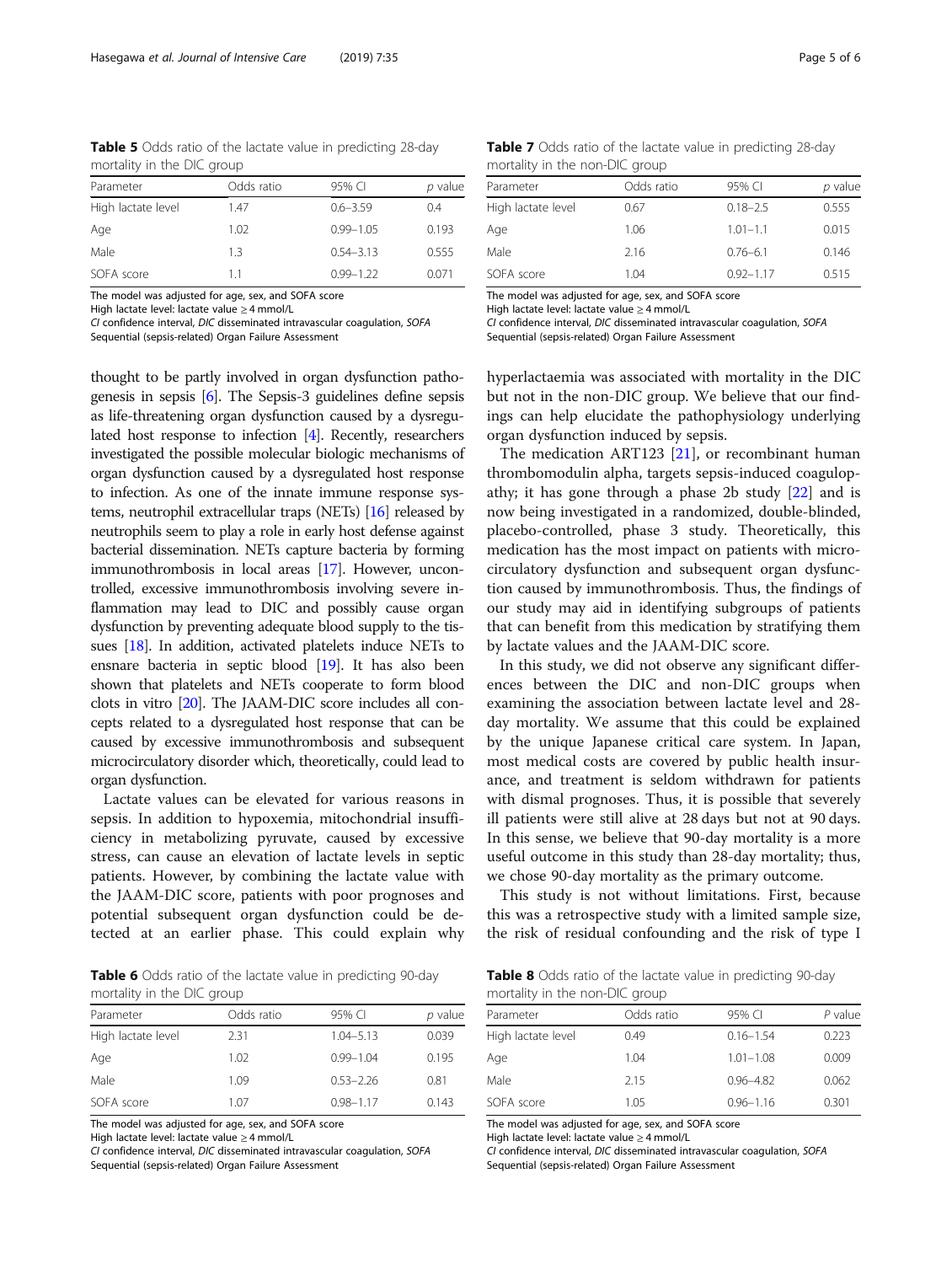**Table 5** Odds ratio of the lactate value in predicting 28-day mortality in the DIC group

| Parameter | Odds ratio | 95% CI | *p* value |
|---|---|---|---|
| High lactate level | 1.47 | 0.6–3.59 | 0.4 |
| Age | 1.02 | 0.99–1.05 | 0.193 |
| Male | 1.3 | 0.54–3.13 | 0.555 |
| SOFA score | 1.1 | 0.99–1.22 | 0.071 |

The model was adjusted for age, sex, and SOFA score
High lactate level: lactate value ≥ 4 mmol/L
*CI* confidence interval, *DIC* disseminated intravascular coagulation, *SOFA* Sequential (sepsis-related) Organ Failure Assessment

thought to be partly involved in organ dysfunction pathogenesis in sepsis [6]. The Sepsis-3 guidelines define sepsis as life-threatening organ dysfunction caused by a dysregulated host response to infection [4]. Recently, researchers investigated the possible molecular biologic mechanisms of organ dysfunction caused by a dysregulated host response to infection. As one of the innate immune response systems, neutrophil extracellular traps (NETs) [16] released by neutrophils seem to play a role in early host defense against bacterial dissemination. NETs capture bacteria by forming immunothrombosis in local areas [17]. However, uncontrolled, excessive immunothrombosis involving severe inflammation may lead to DIC and possibly cause organ dysfunction by preventing adequate blood supply to the tissues [18]. In addition, activated platelets induce NETs to ensnare bacteria in septic blood [19]. It has also been shown that platelets and NETs cooperate to form blood clots in vitro [20]. The JAAM-DIC score includes all concepts related to a dysregulated host response that can be caused by excessive immunothrombosis and subsequent microcirculatory disorder which, theoretically, could lead to organ dysfunction.

Lactate values can be elevated for various reasons in sepsis. In addition to hypoxemia, mitochondrial insufficiency in metabolizing pyruvate, caused by excessive stress, can cause an elevation of lactate levels in septic patients. However, by combining the lactate value with the JAAM-DIC score, patients with poor prognoses and potential subsequent organ dysfunction could be detected at an earlier phase. This could explain why hyperlactaemia was associated with mortality in the DIC but not in the non-DIC group. We believe that our findings can help elucidate the pathophysiology underlying organ dysfunction induced by sepsis.

**Table 6** Odds ratio of the lactate value in predicting 90-day mortality in the DIC group

| Parameter | Odds ratio | 95% CI | *p* value |
|---|---|---|---|
| High lactate level | 2.31 | 1.04–5.13 | 0.039 |
| Age | 1.02 | 0.99–1.04 | 0.195 |
| Male | 1.09 | 0.53–2.26 | 0.81 |
| SOFA score | 1.07 | 0.98–1.17 | 0.143 |

The model was adjusted for age, sex, and SOFA score
High lactate level: lactate value ≥ 4 mmol/L
*CI* confidence interval, *DIC* disseminated intravascular coagulation, *SOFA* Sequential (sepsis-related) Organ Failure Assessment

**Table 7** Odds ratio of the lactate value in predicting 28-day mortality in the non-DIC group

| Parameter | Odds ratio | 95% CI | *p* value |
|---|---|---|---|
| High lactate level | 0.67 | 0.18–2.5 | 0.555 |
| Age | 1.06 | 1.01–1.1 | 0.015 |
| Male | 2.16 | 0.76–6.1 | 0.146 |
| SOFA score | 1.04 | 0.92–1.17 | 0.515 |

The model was adjusted for age, sex, and SOFA score
High lactate level: lactate value ≥ 4 mmol/L
*CI* confidence interval, *DIC* disseminated intravascular coagulation, *SOFA* Sequential (sepsis-related) Organ Failure Assessment

The medication ART123 [21], or recombinant human thrombomodulin alpha, targets sepsis-induced coagulopathy; it has gone through a phase 2b study [22] and is now being investigated in a randomized, double-blinded, placebo-controlled, phase 3 study. Theoretically, this medication has the most impact on patients with microcirculatory dysfunction and subsequent organ dysfunction caused by immunothrombosis. Thus, the findings of our study may aid in identifying subgroups of patients that can benefit from this medication by stratifying them by lactate values and the JAAM-DIC score.

In this study, we did not observe any significant differences between the DIC and non-DIC groups when examining the association between lactate level and 28-day mortality. We assume that this could be explained by the unique Japanese critical care system. In Japan, most medical costs are covered by public health insurance, and treatment is seldom withdrawn for patients with dismal prognoses. Thus, it is possible that severely ill patients were still alive at 28 days but not at 90 days. In this sense, we believe that 90-day mortality is a more useful outcome in this study than 28-day mortality; thus, we chose 90-day mortality as the primary outcome.

This study is not without limitations. First, because this was a retrospective study with a limited sample size, the risk of residual confounding and the risk of type I

**Table 8** Odds ratio of the lactate value in predicting 90-day mortality in the non-DIC group

| Parameter | Odds ratio | 95% CI | *P* value |
|---|---|---|---|
| High lactate level | 0.49 | 0.16–1.54 | 0.223 |
| Age | 1.04 | 1.01–1.08 | 0.009 |
| Male | 2.15 | 0.96–4.82 | 0.062 |
| SOFA score | 1.05 | 0.96–1.16 | 0.301 |

The model was adjusted for age, sex, and SOFA score
High lactate level: lactate value ≥ 4 mmol/L
*CI* confidence interval, *DIC* disseminated intravascular coagulation, *SOFA* Sequential (sepsis-related) Organ Failure Assessment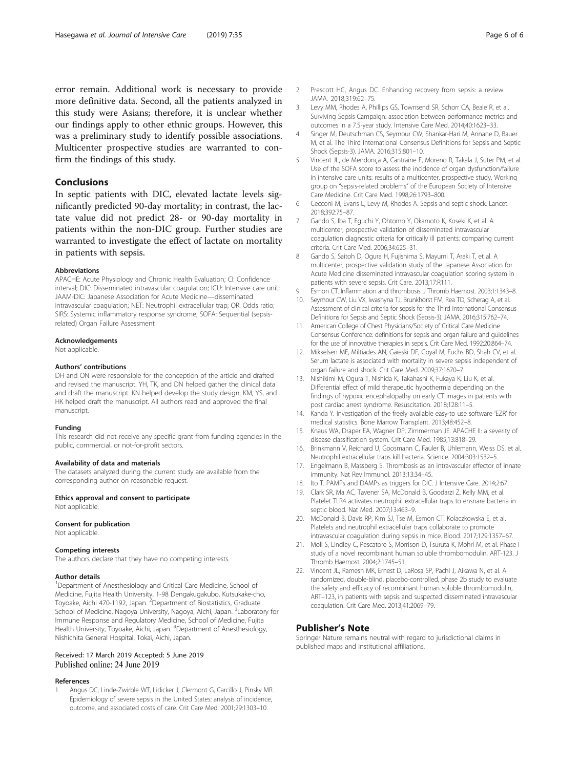error remain. Additional work is necessary to provide more definitive data. Second, all the patients analyzed in this study were Asians; therefore, it is unclear whether our findings apply to other ethnic groups. However, this was a preliminary study to identify possible associations. Multicenter prospective studies are warranted to confirm the findings of this study.

## Conclusions

In septic patients with DIC, elevated lactate levels significantly predicted 90-day mortality; in contrast, the lactate value did not predict 28- or 90-day mortality in patients within the non-DIC group. Further studies are warranted to investigate the effect of lactate on mortality in patients with sepsis.

#### Abbreviations

APACHE: Acute Physiology and Chronic Health Evaluation; CI: Confidence interval; DIC: Disseminated intravascular coagulation; ICU: Intensive care unit; JAAM-DIC: Japanese Association for Acute Medicine—disseminated intravascular coagulation; NET: Neutrophil extracellular trap; OR: Odds ratio; SIRS: Systemic inflammatory response syndrome; SOFA: Sequential (sepsis-related) Organ Failure Assessment

#### Acknowledgements

Not applicable.

#### Authors' contributions

DH and ON were responsible for the conception of the article and drafted and revised the manuscript. YH, TK, and DN helped gather the clinical data and draft the manuscript. KN helped develop the study design. KM, YS, and HK helped draft the manuscript. All authors read and approved the final manuscript.

#### Funding

This research did not receive any specific grant from funding agencies in the public, commercial, or not-for-profit sectors.

#### Availability of data and materials

The datasets analyzed during the current study are available from the corresponding author on reasonable request.

#### Ethics approval and consent to participate

Not applicable.

#### Consent for publication

Not applicable.

#### Competing interests

The authors declare that they have no competing interests.

#### Author details

[1]Department of Anesthesiology and Critical Care Medicine, School of Medicine, Fujita Health University, 1-98 Dengakugakubo, Kutsukake-cho, Toyoake, Aichi 470-1192, Japan. [2]Department of Biostatistics, Graduate School of Medicine, Nagoya University, Nagoya, Aichi, Japan. [3]Laboratory for Immune Response and Regulatory Medicine, School of Medicine, Fujita Health University, Toyoake, Aichi, Japan. [4]Department of Anesthesiology, Nishichita General Hospital, Tokai, Aichi, Japan.

Received: 17 March 2019 Accepted: 5 June 2019
Published online: 24 June 2019

#### References

1. Angus DC, Linde-Zwirble WT, Lidicker J, Clermont G, Carcillo J, Pinsky MR. Epidemiology of severe sepsis in the United States: analysis of incidence, outcome, and associated costs of care. Crit Care Med. 2001;29:1303–10.
2. Prescott HC, Angus DC. Enhancing recovery from sepsis: a review. JAMA. 2018;319:62–75.
3. Levy MM, Rhodes A, Phillips GS, Townsend SR, Schorr CA, Beale R, et al. Surviving Sepsis Campaign: association between performance metrics and outcomes in a 7.5-year study. Intensive Care Med. 2014;40:1623–33.
4. Singer M, Deutschman CS, Seymour CW, Shankar-Hari M, Annane D, Bauer M, et al. The Third International Consensus Definitions for Sepsis and Septic Shock (Sepsis-3). JAMA. 2016;315:801–10.
5. Vincent JL, de Mendonça A, Cantraine F, Moreno R, Takala J, Suter PM, et al. Use of the SOFA score to assess the incidence of organ dysfunction/failure in intensive care units: results of a multicenter, prospective study. Working group on "sepsis-related problems" of the European Society of Intensive Care Medicine. Crit Care Med. 1998;26:1793–800.
6. Cecconi M, Evans L, Levy M, Rhodes A. Sepsis and septic shock. Lancet. 2018;392:75–87.
7. Gando S, Iba T, Eguchi Y, Ohtomo Y, Okamoto K, Koseki K, et al. A multicenter, prospective validation of disseminated intravascular coagulation diagnostic criteria for critically ill patients: comparing current criteria. Crit Care Med. 2006;34:625–31.
8. Gando S, Saitoh D, Ogura H, Fujishima S, Mayumi T, Araki T, et al. A multicenter, prospective validation study of the Japanese Association for Acute Medicine disseminated intravascular coagulation scoring system in patients with severe sepsis. Crit Care. 2013;17:R111.
9. Esmon CT. Inflammation and thrombosis. J Thromb Haemost. 2003;1:1343–8.
10. Seymour CW, Liu VX, Iwashyna TJ, Brunkhorst FM, Rea TD, Scherag A, et al. Assessment of clinical criteria for sepsis for the Third International Consensus Definitions for Sepsis and Septic Shock (Sepsis-3). JAMA. 2016;315:762–74.
11. American College of Chest Physicians/Society of Critical Care Medicine Consensus Conference: definitions for sepsis and organ failure and guidelines for the use of innovative therapies in sepsis. Crit Care Med. 1992;20:864–74.
12. Mikkelsen ME, Miltiades AN, Gaieski DF, Goyal M, Fuchs BD, Shah CV, et al. Serum lactate is associated with mortality in severe sepsis independent of organ failure and shock. Crit Care Med. 2009;37:1670–7.
13. Nishikimi M, Ogura T, Nishida K, Takahashi K, Fukaya K, Liu K, et al. Differential effect of mild therapeutic hypothermia depending on the findings of hypoxic encephalopathy on early CT images in patients with post cardiac arrest syndrome. Resuscitation. 2018;128:11–5.
14. Kanda Y. Investigation of the freely available easy-to use software 'EZR' for medical statistics. Bone Marrow Transplant. 2013;48:452–8.
15. Knaus WA, Draper EA, Wagner DP, Zimmerman JE. APACHE II: a severity of disease classification system. Crit Care Med. 1985;13:818–29.
16. Brinkmann V, Reichard U, Goosmann C, Fauler B, Uhlemann, Weiss DS, et al. Neutrophil extracellular traps kill bacteria. Science. 2004;303:1532–5.
17. Engelmann B, Massberg S. Thrombosis as an intravascular effector of innate immunity. Nat Rev Immunol. 2013;13:34–45.
18. Ito T. PAMPs and DAMPs as triggers for DIC. J Intensive Care. 2014;2:67.
19. Clark SR, Ma AC, Tavener SA, McDonald B, Goodarzi Z, Kelly MM, et al. Platelet TLR4 activates neutrophil extracellular traps to ensnare bacteria in septic blood. Nat Med. 2007;13:463–9.
20. McDonald B, Davis RP, Kim SJ, Tse M, Esmon CT, Kolaczkowska E, et al. Platelets and neutrophil extracellular traps collaborate to promote intravascular coagulation during sepsis in mice. Blood. 2017;129:1357–67.
21. Moll S, Lindley C, Pescatore S, Morrison D, Tsuruta K, Mohri M, et al. Phase I study of a novel recombinant human soluble thrombomodulin, ART-123. J Thromb Haemost. 2004;2:1745–51.
22. Vincent JL, Ramesh MK, Ernest D, LaRosa SP, Pachl J, Aikawa N, et al. A randomized, double-blind, placebo-controlled, phase 2b study to evaluate the safety and efficacy of recombinant human soluble thrombomodulin, ART–123, in patients with sepsis and suspected disseminated intravascular coagulation. Crit Care Med. 2013;41:2069–79.

## Publisher's Note

Springer Nature remains neutral with regard to jurisdictional claims in published maps and institutional affiliations.